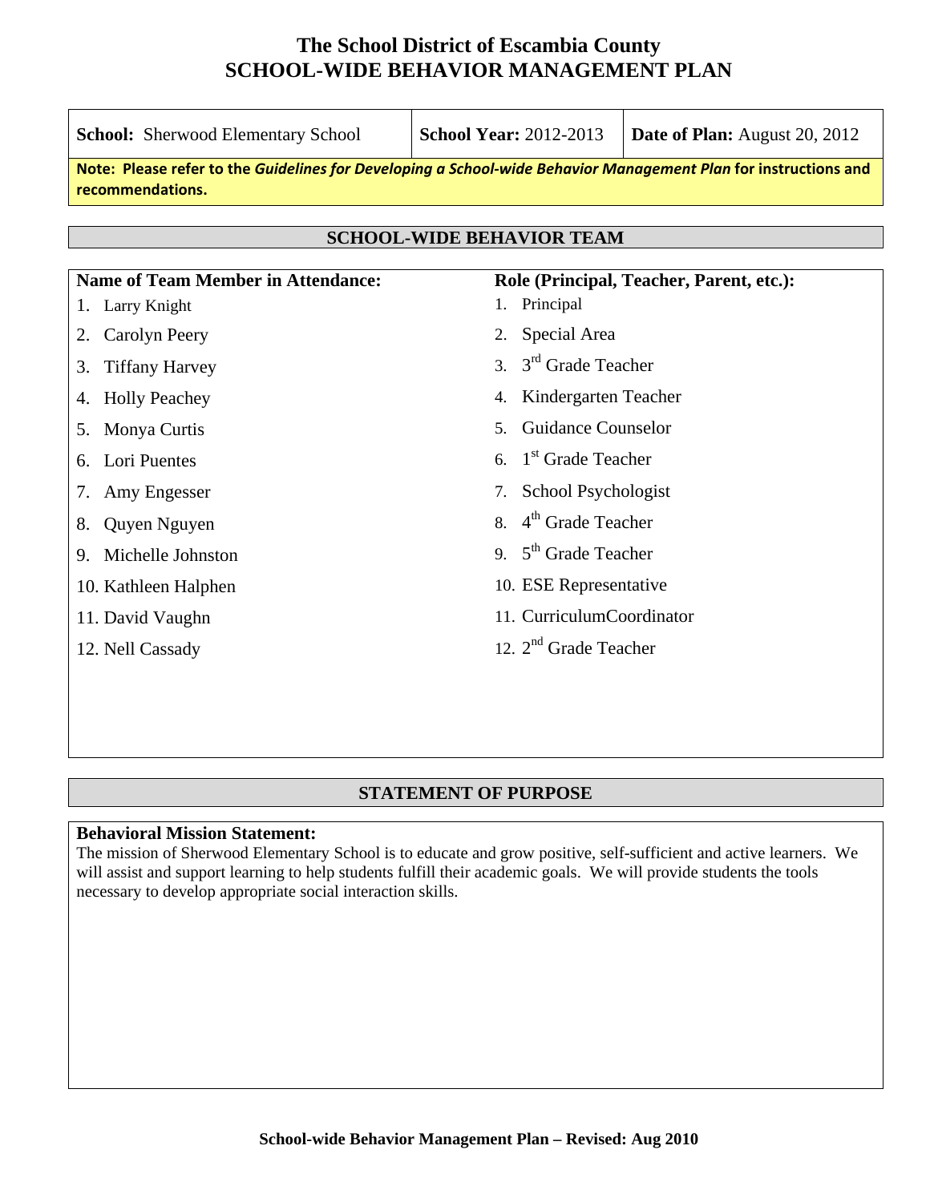# The School District of Escambia County
# SCHOOL-WIDE BEHAVIOR MANAGEMENT PLAN

| **School:** Sherwood Elementary School | **School Year:** 2012-2013 | **Date of Plan:** August 20, 2012 |
|---|---|---|

**Note: Please refer to the *Guidelines for Developing a School-wide Behavior Management Plan* for instructions and recommendations.**

## SCHOOL-WIDE BEHAVIOR TEAM

| Name of Team Member in Attendance: | Role (Principal, Teacher, Parent, etc.): |
|---|---|
| 1. Larry Knight | 1. Principal |
| 2. Carolyn Peery | 2. Special Area |
| 3. Tiffany Harvey | 3. 3rd Grade Teacher |
| 4. Holly Peachey | 4. Kindergarten Teacher |
| 5. Monya Curtis | 5. Guidance Counselor |
| 6. Lori Puentes | 6. 1st Grade Teacher |
| 7. Amy Engesser | 7. School Psychologist |
| 8. Quyen Nguyen | 8. 4th Grade Teacher |
| 9. Michelle Johnston | 9. 5th Grade Teacher |
| 10. Kathleen Halphen | 10. ESE Representative |
| 11. David Vaughn | 11. CurriculumCoordinator |
| 12. Nell Cassady | 12. 2nd Grade Teacher |

## STATEMENT OF PURPOSE

**Behavioral Mission Statement:**
The mission of Sherwood Elementary School is to educate and grow positive, self-sufficient and active learners. We will assist and support learning to help students fulfill their academic goals. We will provide students the tools necessary to develop appropriate social interaction skills.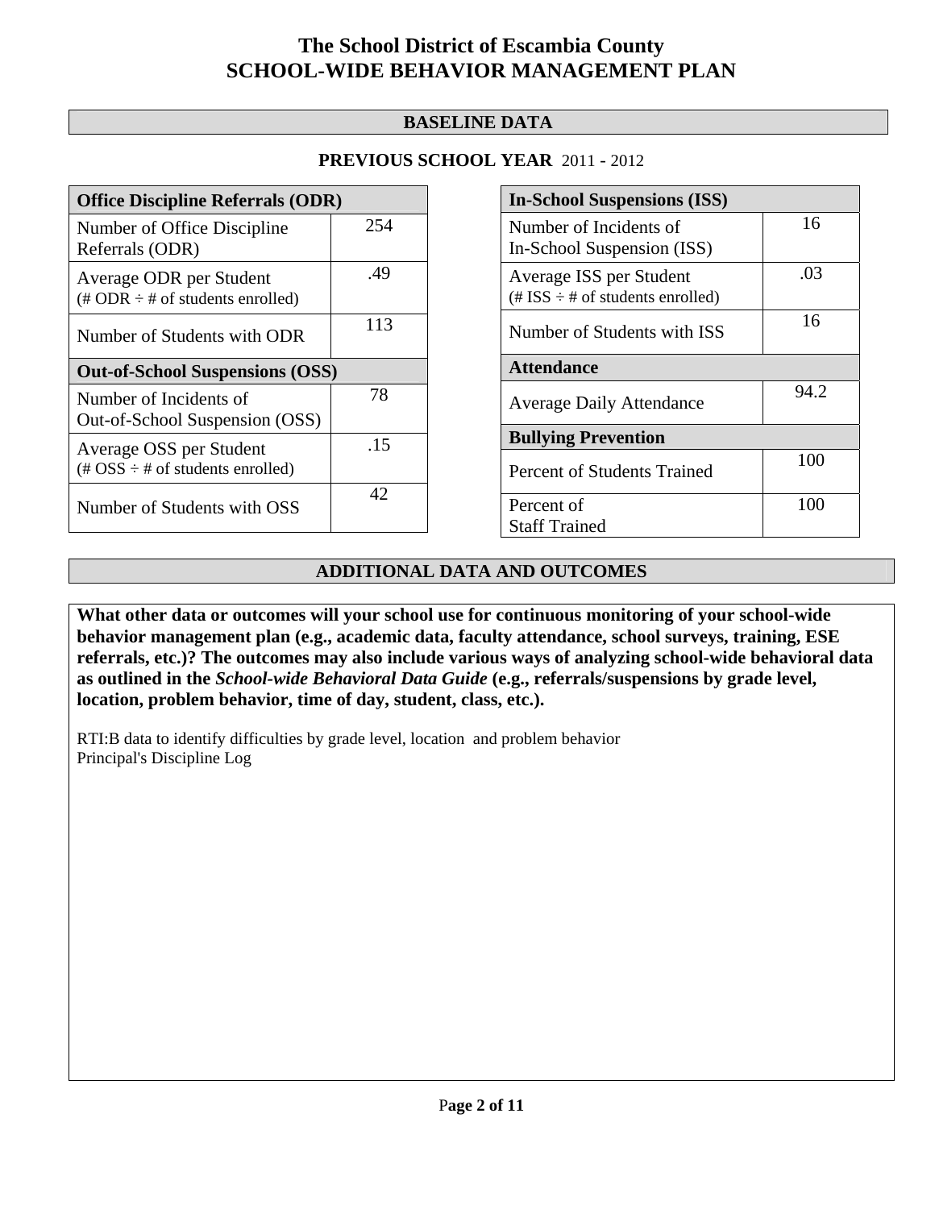# The School District of Escambia County
# SCHOOL-WIDE BEHAVIOR MANAGEMENT PLAN

## BASELINE DATA

### PREVIOUS SCHOOL YEAR 2011 - 2012

| **Office Discipline Referrals (ODR)** | |
|---|---|
| Number of Office Discipline Referrals (ODR) | 254 |
| Average ODR per Student (# ODR ÷ # of students enrolled) | .49 |
| Number of Students with ODR | 113 |
| **Out-of-School Suspensions (OSS)** | |
| Number of Incidents of Out-of-School Suspension (OSS) | 78 |
| Average OSS per Student (# OSS ÷ # of students enrolled) | .15 |
| Number of Students with OSS | 42 |

| **In-School Suspensions (ISS)** | |
|---|---|
| Number of Incidents of In-School Suspension (ISS) | 16 |
| Average ISS per Student (# ISS ÷ # of students enrolled) | .03 |
| Number of Students with ISS | 16 |
| **Attendance** | |
| Average Daily Attendance | 94.2 |
| **Bullying Prevention** | |
| Percent of Students Trained | 100 |
| Percent of Staff Trained | 100 |

## ADDITIONAL DATA AND OUTCOMES

**What other data or outcomes will your school use for continuous monitoring of your school-wide behavior management plan (e.g., academic data, faculty attendance, school surveys, training, ESE referrals, etc.)? The outcomes may also include various ways of analyzing school-wide behavioral data as outlined in the *School-wide Behavioral Data Guide* (e.g., referrals/suspensions by grade level, location, problem behavior, time of day, student, class, etc.).**

RTI:B data to identify difficulties by grade level, location and problem behavior
Principal's Discipline Log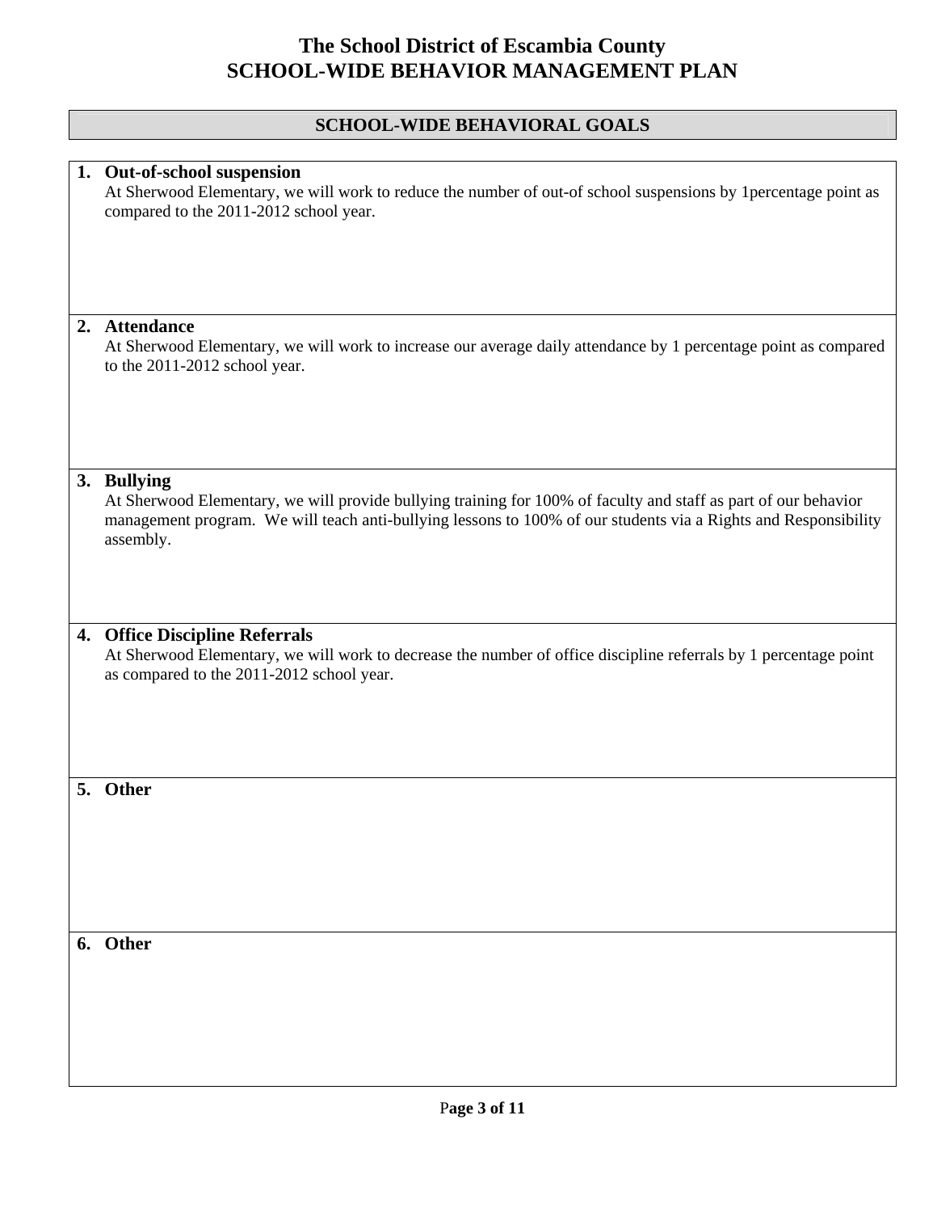# The School District of Escambia County
# SCHOOL-WIDE BEHAVIOR MANAGEMENT PLAN

## SCHOOL-WIDE BEHAVIORAL GOALS

1. **Out-of-school suspension**
   At Sherwood Elementary, we will work to reduce the number of out-of school suspensions by 1percentage point as compared to the 2011-2012 school year.

2. **Attendance**
   At Sherwood Elementary, we will work to increase our average daily attendance by 1 percentage point as compared to the 2011-2012 school year.

3. **Bullying**
   At Sherwood Elementary, we will provide bullying training for 100% of faculty and staff as part of our behavior management program. We will teach anti-bullying lessons to 100% of our students via a Rights and Responsibility assembly.

4. **Office Discipline Referrals**
   At Sherwood Elementary, we will work to decrease the number of office discipline referrals by 1 percentage point as compared to the 2011-2012 school year.

5. **Other**

6. **Other**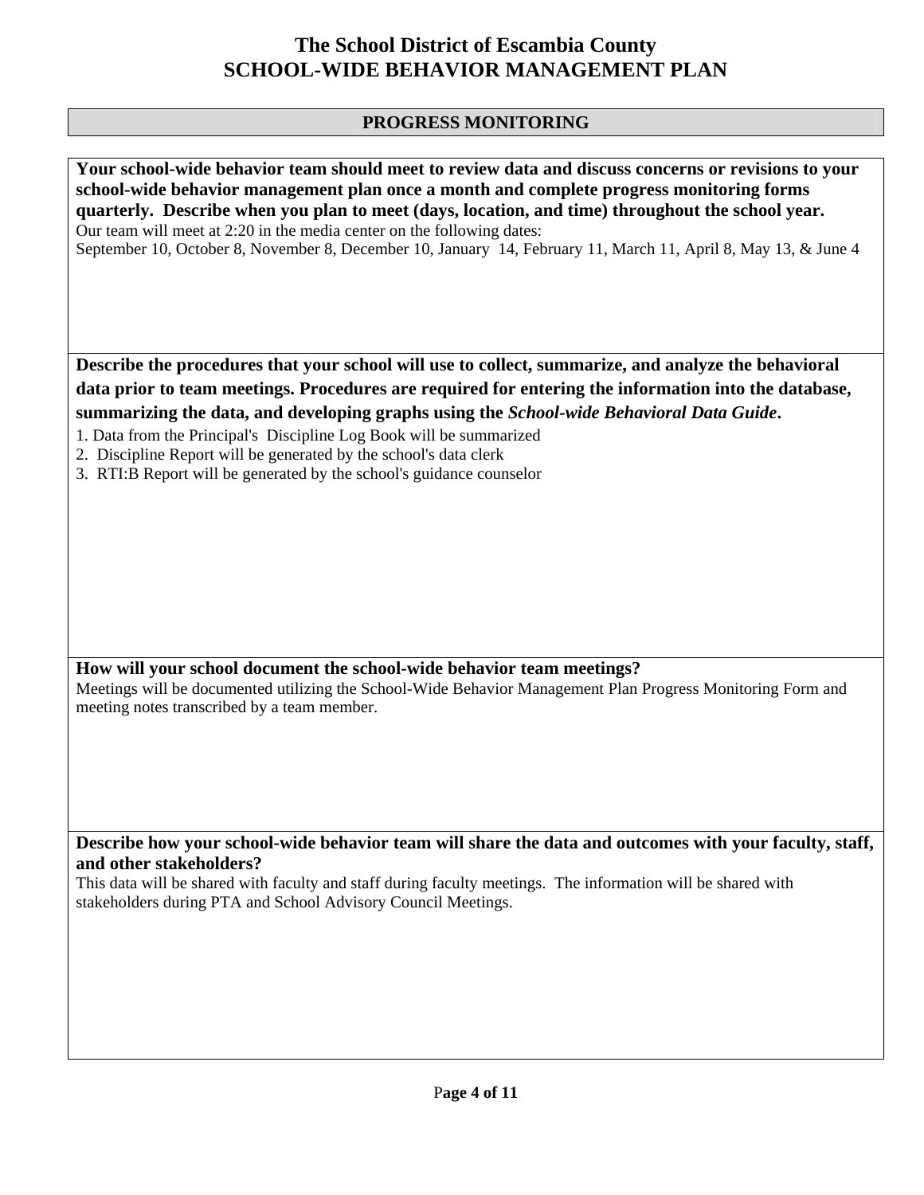# The School District of Escambia County
# SCHOOL-WIDE BEHAVIOR MANAGEMENT PLAN

## PROGRESS MONITORING

**Your school-wide behavior team should meet to review data and discuss concerns or revisions to your school-wide behavior management plan once a month and complete progress monitoring forms quarterly. Describe when you plan to meet (days, location, and time) throughout the school year.**

Our team will meet at 2:20 in the media center on the following dates:
September 10, October 8, November 8, December 10, January 14, February 11, March 11, April 8, May 13, & June 4

**Describe the procedures that your school will use to collect, summarize, and analyze the behavioral data prior to team meetings. Procedures are required for entering the information into the database, summarizing the data, and developing graphs using the *School-wide Behavioral Data Guide*.**

1. Data from the Principal's Discipline Log Book will be summarized
2. Discipline Report will be generated by the school's data clerk
3. RTI:B Report will be generated by the school's guidance counselor

**How will your school document the school-wide behavior team meetings?**

Meetings will be documented utilizing the School-Wide Behavior Management Plan Progress Monitoring Form and meeting notes transcribed by a team member.

**Describe how your school-wide behavior team will share the data and outcomes with your faculty, staff, and other stakeholders?**

This data will be shared with faculty and staff during faculty meetings. The information will be shared with stakeholders during PTA and School Advisory Council Meetings.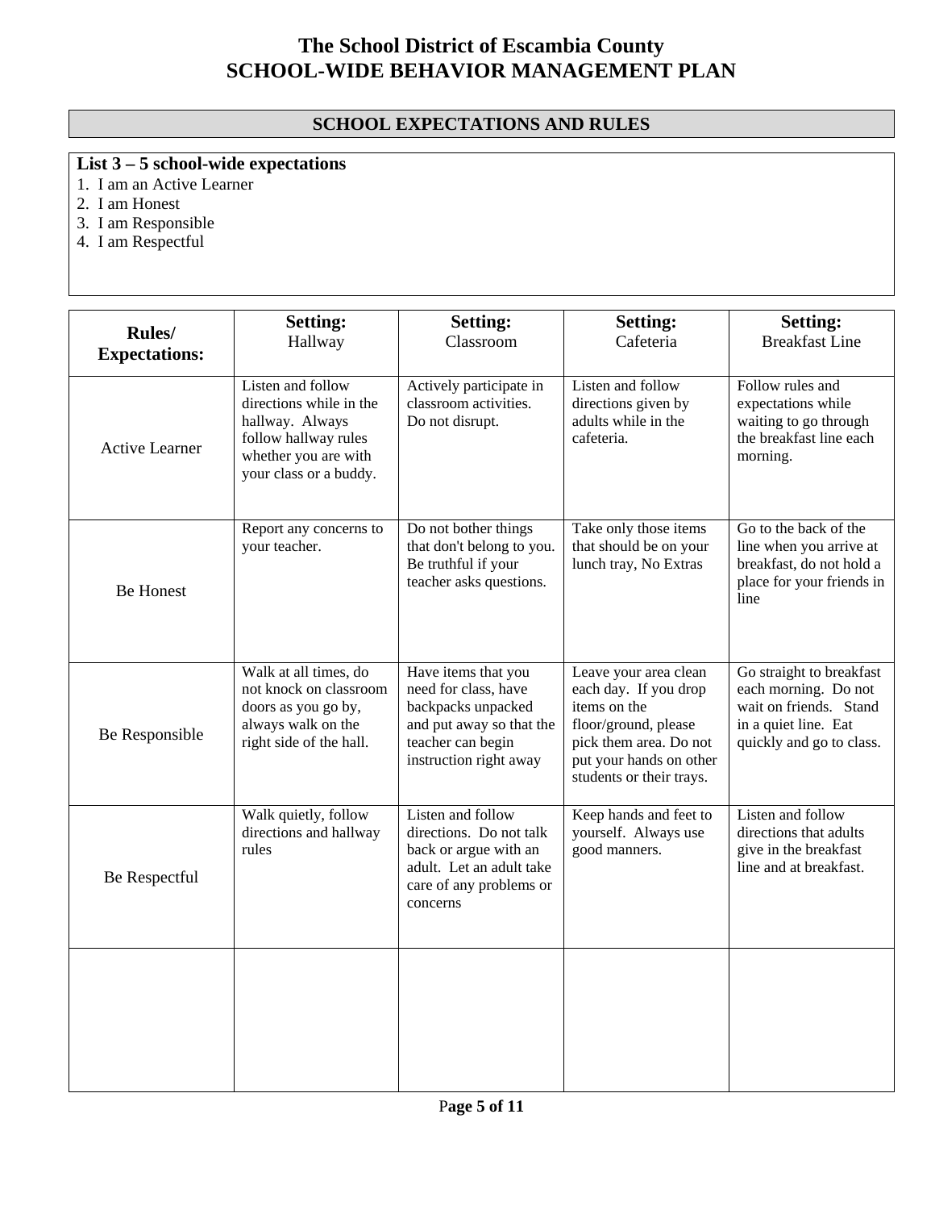# The School District of Escambia County
# SCHOOL-WIDE BEHAVIOR MANAGEMENT PLAN

## SCHOOL EXPECTATIONS AND RULES

**List 3 – 5 school-wide expectations**

1. I am an Active Learner
2. I am Honest
3. I am Responsible
4. I am Respectful

| **Rules/ Expectations:** | **Setting:** Hallway | **Setting:** Classroom | **Setting:** Cafeteria | **Setting:** Breakfast Line |
|---|---|---|---|---|
| Active Learner | Listen and follow directions while in the hallway. Always follow hallway rules whether you are with your class or a buddy. | Actively participate in classroom activities. Do not disrupt. | Listen and follow directions given by adults while in the cafeteria. | Follow rules and expectations while waiting to go through the breakfast line each morning. |
| Be Honest | Report any concerns to your teacher. | Do not bother things that don't belong to you. Be truthful if your teacher asks questions. | Take only those items that should be on your lunch tray, No Extras | Go to the back of the line when you arrive at breakfast, do not hold a place for your friends in line |
| Be Responsible | Walk at all times, do not knock on classroom doors as you go by, always walk on the right side of the hall. | Have items that you need for class, have backpacks unpacked and put away so that the teacher can begin instruction right away | Leave your area clean each day. If you drop items on the floor/ground, please pick them area. Do not put your hands on other students or their trays. | Go straight to breakfast each morning. Do not wait on friends. Stand in a quiet line. Eat quickly and go to class. |
| Be Respectful | Walk quietly, follow directions and hallway rules | Listen and follow directions. Do not talk back or argue with an adult. Let an adult take care of any problems or concerns | Keep hands and feet to yourself. Always use good manners. | Listen and follow directions that adults give in the breakfast line and at breakfast. |
| | | | | |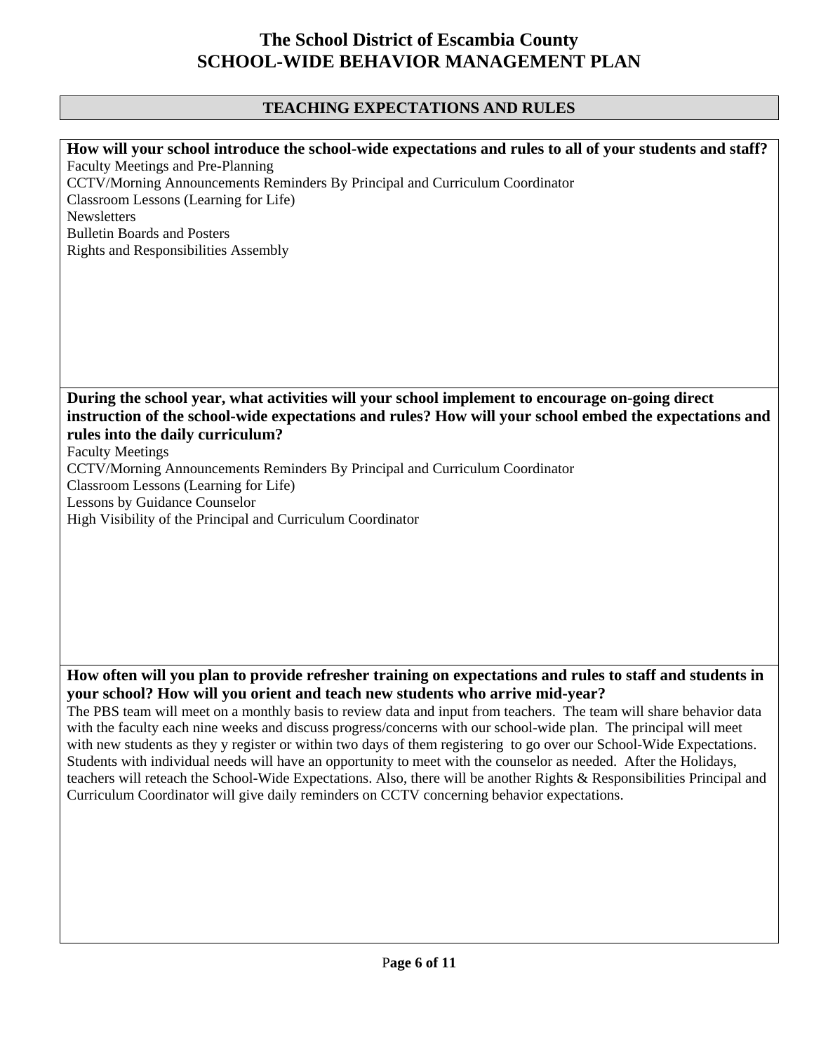# The School District of Escambia County
# SCHOOL-WIDE BEHAVIOR MANAGEMENT PLAN

## TEACHING EXPECTATIONS AND RULES

**How will your school introduce the school-wide expectations and rules to all of your students and staff?**

Faculty Meetings and Pre-Planning
CCTV/Morning Announcements Reminders By Principal and Curriculum Coordinator
Classroom Lessons (Learning for Life)
Newsletters
Bulletin Boards and Posters
Rights and Responsibilities Assembly

**During the school year, what activities will your school implement to encourage on-going direct instruction of the school-wide expectations and rules? How will your school embed the expectations and rules into the daily curriculum?**

Faculty Meetings
CCTV/Morning Announcements Reminders By Principal and Curriculum Coordinator
Classroom Lessons (Learning for Life)
Lessons by Guidance Counselor
High Visibility of the Principal and Curriculum Coordinator

**How often will you plan to provide refresher training on expectations and rules to staff and students in your school? How will you orient and teach new students who arrive mid-year?**

The PBS team will meet on a monthly basis to review data and input from teachers. The team will share behavior data with the faculty each nine weeks and discuss progress/concerns with our school-wide plan. The principal will meet with new students as they y register or within two days of them registering to go over our School-Wide Expectations. Students with individual needs will have an opportunity to meet with the counselor as needed. After the Holidays, teachers will reteach the School-Wide Expectations. Also, there will be another Rights & Responsibilities Principal and Curriculum Coordinator will give daily reminders on CCTV concerning behavior expectations.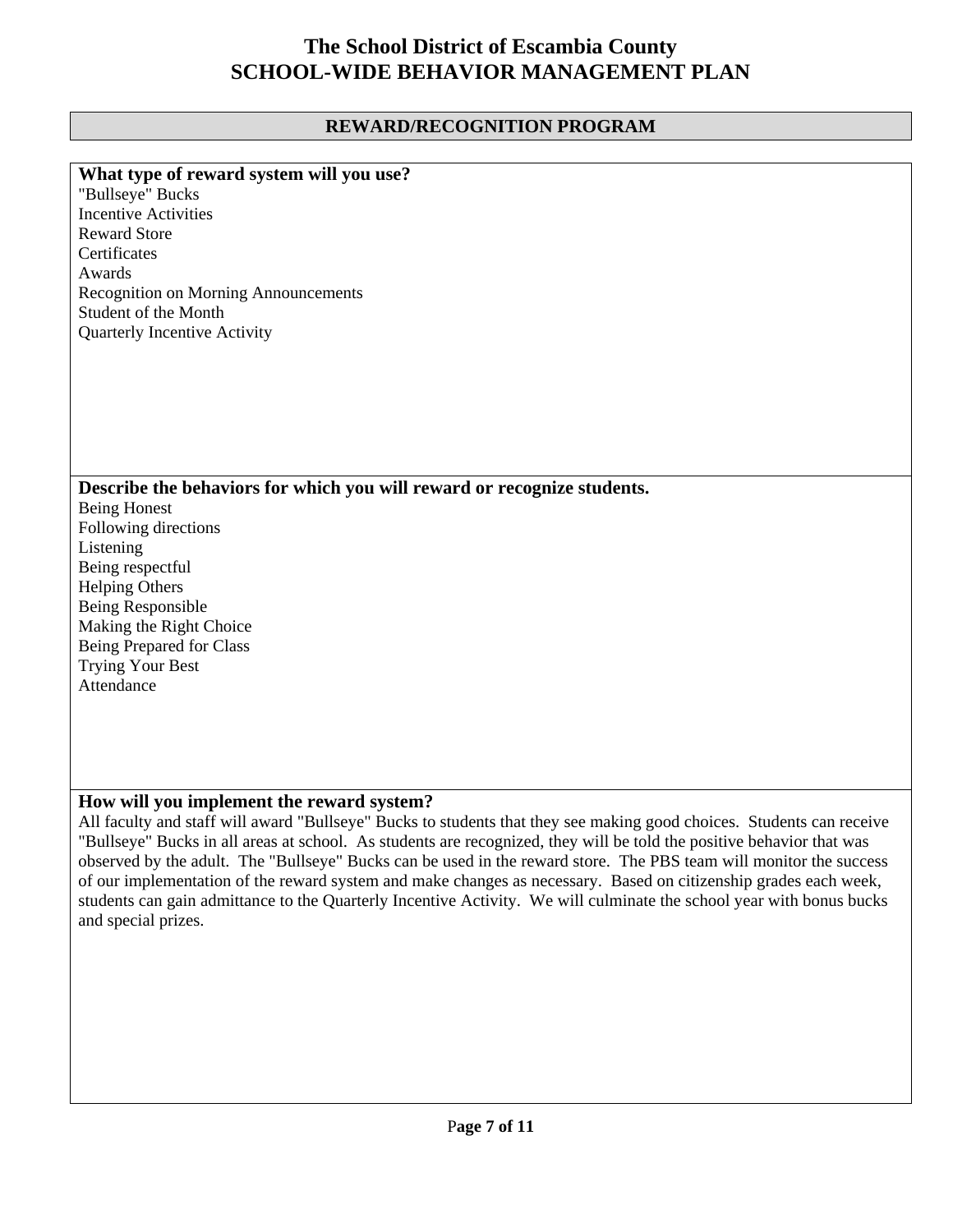# The School District of Escambia County
# SCHOOL-WIDE BEHAVIOR MANAGEMENT PLAN

## REWARD/RECOGNITION PROGRAM

**What type of reward system will you use?**

"Bullseye" Bucks
Incentive Activities
Reward Store
Certificates
Awards
Recognition on Morning Announcements
Student of the Month
Quarterly Incentive Activity

**Describe the behaviors for which you will reward or recognize students.**

Being Honest
Following directions
Listening
Being respectful
Helping Others
Being Responsible
Making the Right Choice
Being Prepared for Class
Trying Your Best
Attendance

**How will you implement the reward system?**

All faculty and staff will award "Bullseye" Bucks to students that they see making good choices. Students can receive "Bullseye" Bucks in all areas at school. As students are recognized, they will be told the positive behavior that was observed by the adult. The "Bullseye" Bucks can be used in the reward store. The PBS team will monitor the success of our implementation of the reward system and make changes as necessary. Based on citizenship grades each week, students can gain admittance to the Quarterly Incentive Activity. We will culminate the school year with bonus bucks and special prizes.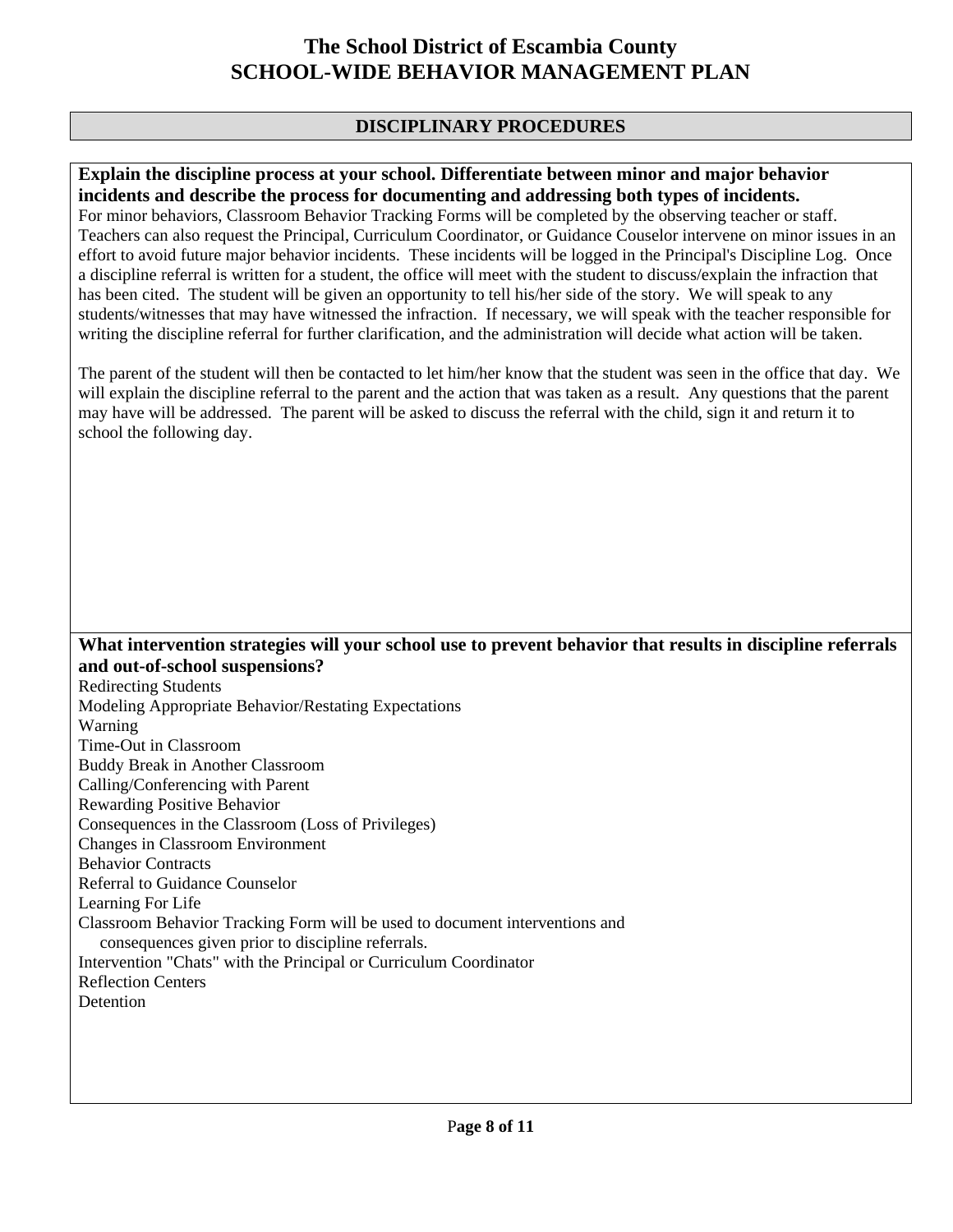# The School District of Escambia County
# SCHOOL-WIDE BEHAVIOR MANAGEMENT PLAN

## DISCIPLINARY PROCEDURES

**Explain the discipline process at your school. Differentiate between minor and major behavior incidents and describe the process for documenting and addressing both types of incidents.**

For minor behaviors, Classroom Behavior Tracking Forms will be completed by the observing teacher or staff. Teachers can also request the Principal, Curriculum Coordinator, or Guidance Couselor intervene on minor issues in an effort to avoid future major behavior incidents. These incidents will be logged in the Principal's Discipline Log. Once a discipline referral is written for a student, the office will meet with the student to discuss/explain the infraction that has been cited. The student will be given an opportunity to tell his/her side of the story. We will speak to any students/witnesses that may have witnessed the infraction. If necessary, we will speak with the teacher responsible for writing the discipline referral for further clarification, and the administration will decide what action will be taken.

The parent of the student will then be contacted to let him/her know that the student was seen in the office that day. We will explain the discipline referral to the parent and the action that was taken as a result. Any questions that the parent may have will be addressed. The parent will be asked to discuss the referral with the child, sign it and return it to school the following day.

**What intervention strategies will your school use to prevent behavior that results in discipline referrals and out-of-school suspensions?**

Redirecting Students
Modeling Appropriate Behavior/Restating Expectations
Warning
Time-Out in Classroom
Buddy Break in Another Classroom
Calling/Conferencing with Parent
Rewarding Positive Behavior
Consequences in the Classroom (Loss of Privileges)
Changes in Classroom Environment
Behavior Contracts
Referral to Guidance Counselor
Learning For Life
Classroom Behavior Tracking Form will be used to document interventions and consequences given prior to discipline referrals.
Intervention "Chats" with the Principal or Curriculum Coordinator
Reflection Centers
Detention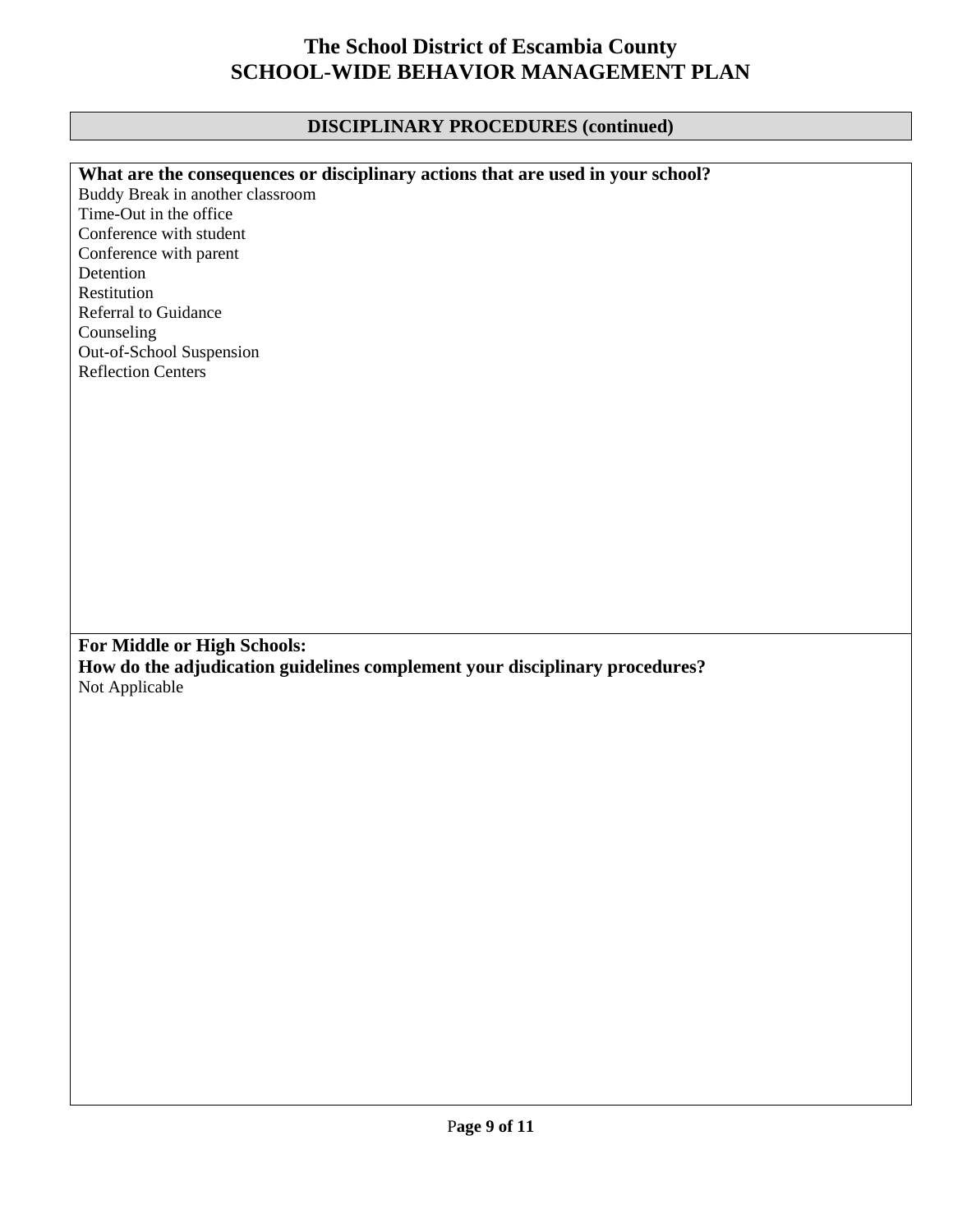# The School District of Escambia County
# SCHOOL-WIDE BEHAVIOR MANAGEMENT PLAN

## DISCIPLINARY PROCEDURES (continued)

**What are the consequences or disciplinary actions that are used in your school?**

Buddy Break in another classroom
Time-Out in the office
Conference with student
Conference with parent
Detention
Restitution
Referral to Guidance
Counseling
Out-of-School Suspension
Reflection Centers

**For Middle or High Schools:**
**How do the adjudication guidelines complement your disciplinary procedures?**

Not Applicable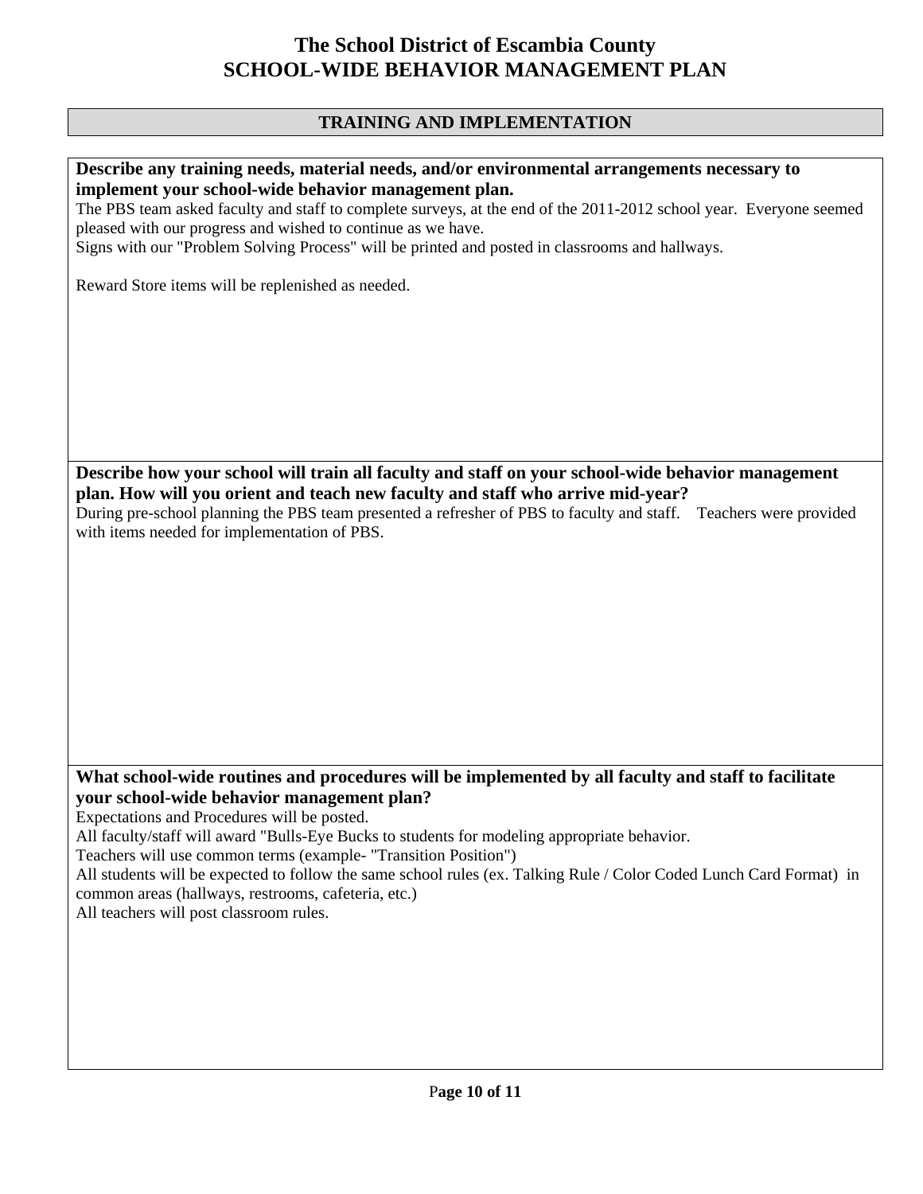# The School District of Escambia County
# SCHOOL-WIDE BEHAVIOR MANAGEMENT PLAN

## TRAINING AND IMPLEMENTATION

**Describe any training needs, material needs, and/or environmental arrangements necessary to implement your school-wide behavior management plan.**

The PBS team asked faculty and staff to complete surveys, at the end of the 2011-2012 school year. Everyone seemed pleased with our progress and wished to continue as we have.
Signs with our "Problem Solving Process" will be printed and posted in classrooms and hallways.

Reward Store items will be replenished as needed.

**Describe how your school will train all faculty and staff on your school-wide behavior management plan. How will you orient and teach new faculty and staff who arrive mid-year?**

During pre-school planning the PBS team presented a refresher of PBS to faculty and staff. Teachers were provided with items needed for implementation of PBS.

**What school-wide routines and procedures will be implemented by all faculty and staff to facilitate your school-wide behavior management plan?**

Expectations and Procedures will be posted.
All faculty/staff will award "Bulls-Eye Bucks to students for modeling appropriate behavior.
Teachers will use common terms (example- "Transition Position")
All students will be expected to follow the same school rules (ex. Talking Rule / Color Coded Lunch Card Format) in common areas (hallways, restrooms, cafeteria, etc.)
All teachers will post classroom rules.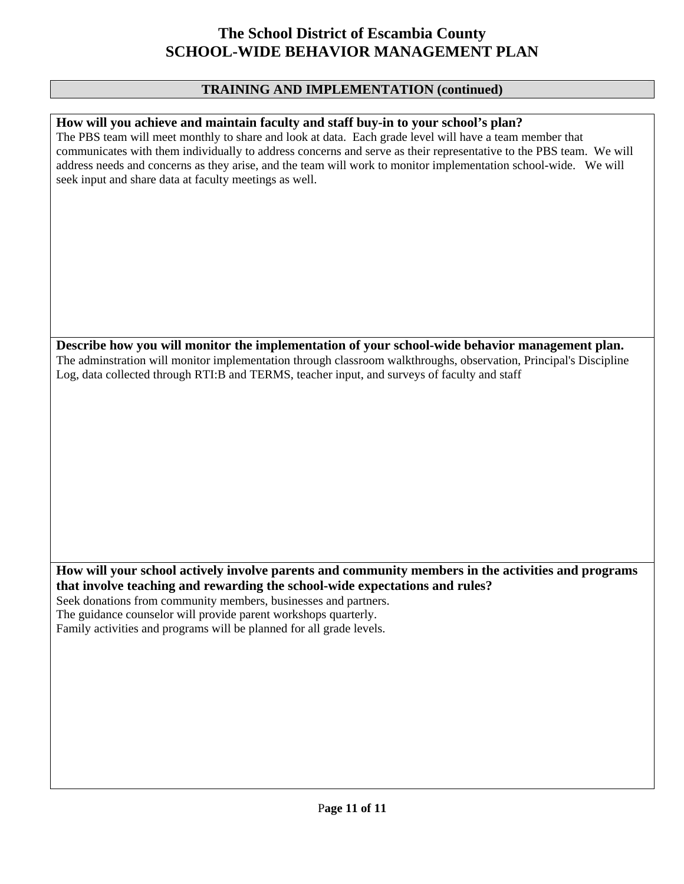# The School District of Escambia County
# SCHOOL-WIDE BEHAVIOR MANAGEMENT PLAN

## TRAINING AND IMPLEMENTATION (continued)

**How will you achieve and maintain faculty and staff buy-in to your school's plan?**

The PBS team will meet monthly to share and look at data. Each grade level will have a team member that communicates with them individually to address concerns and serve as their representative to the PBS team. We will address needs and concerns as they arise, and the team will work to monitor implementation school-wide. We will seek input and share data at faculty meetings as well.

**Describe how you will monitor the implementation of your school-wide behavior management plan.**

The adminstration will monitor implementation through classroom walkthroughs, observation, Principal's Discipline Log, data collected through RTI:B and TERMS, teacher input, and surveys of faculty and staff

**How will your school actively involve parents and community members in the activities and programs that involve teaching and rewarding the school-wide expectations and rules?**

Seek donations from community members, businesses and partners.
The guidance counselor will provide parent workshops quarterly.
Family activities and programs will be planned for all grade levels.